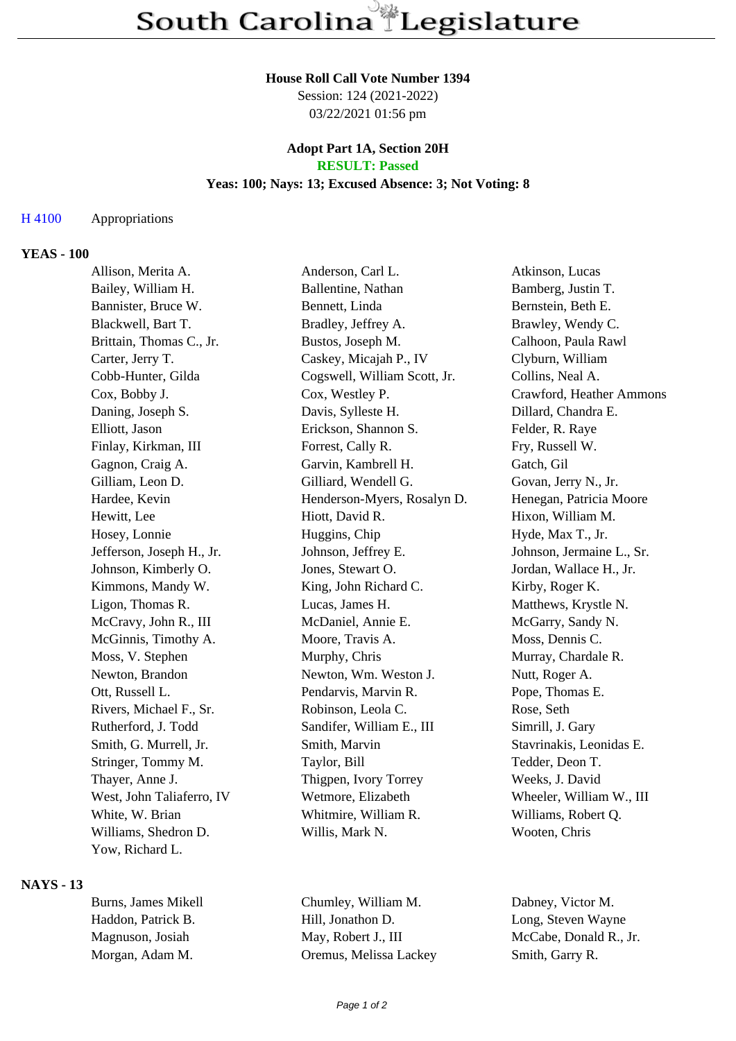# South Carolina Legislature

**House Roll Call Vote Number 1394**

Session: 124 (2021-2022)

03/22/2021 01:56 pm

**Adopt Part 1A, Section 20H**

**RESULT: Passed**

**Yeas: 100; Nays: 13; Excused Absence: 3; Not Voting: 8**

H 4100 Appropriations

## YEAS - 100

| | | |
|---|---|---|
| Allison, Merita A. | Anderson, Carl L. | Atkinson, Lucas |
| Bailey, William H. | Ballentine, Nathan | Bamberg, Justin T. |
| Bannister, Bruce W. | Bennett, Linda | Bernstein, Beth E. |
| Blackwell, Bart T. | Bradley, Jeffrey A. | Brawley, Wendy C. |
| Brittain, Thomas C., Jr. | Bustos, Joseph M. | Calhoon, Paula Rawl |
| Carter, Jerry T. | Caskey, Micajah P., IV | Clyburn, William |
| Cobb-Hunter, Gilda | Cogswell, William Scott, Jr. | Collins, Neal A. |
| Cox, Bobby J. | Cox, Westley P. | Crawford, Heather Ammons |
| Daning, Joseph S. | Davis, Sylleste H. | Dillard, Chandra E. |
| Elliott, Jason | Erickson, Shannon S. | Felder, R. Raye |
| Finlay, Kirkman, III | Forrest, Cally R. | Fry, Russell W. |
| Gagnon, Craig A. | Garvin, Kambrell H. | Gatch, Gil |
| Gilliam, Leon D. | Gilliard, Wendell G. | Govan, Jerry N., Jr. |
| Hardee, Kevin | Henderson-Myers, Rosalyn D. | Henegan, Patricia Moore |
| Hewitt, Lee | Hiott, David R. | Hixon, William M. |
| Hosey, Lonnie | Huggins, Chip | Hyde, Max T., Jr. |
| Jefferson, Joseph H., Jr. | Johnson, Jeffrey E. | Johnson, Jermaine L., Sr. |
| Johnson, Kimberly O. | Jones, Stewart O. | Jordan, Wallace H., Jr. |
| Kimmons, Mandy W. | King, John Richard C. | Kirby, Roger K. |
| Ligon, Thomas R. | Lucas, James H. | Matthews, Krystle N. |
| McCravy, John R., III | McDaniel, Annie E. | McGarry, Sandy N. |
| McGinnis, Timothy A. | Moore, Travis A. | Moss, Dennis C. |
| Moss, V. Stephen | Murphy, Chris | Murray, Chardale R. |
| Newton, Brandon | Newton, Wm. Weston J. | Nutt, Roger A. |
| Ott, Russell L. | Pendarvis, Marvin R. | Pope, Thomas E. |
| Rivers, Michael F., Sr. | Robinson, Leola C. | Rose, Seth |
| Rutherford, J. Todd | Sandifer, William E., III | Simrill, J. Gary |
| Smith, G. Murrell, Jr. | Smith, Marvin | Stavrinakis, Leonidas E. |
| Stringer, Tommy M. | Taylor, Bill | Tedder, Deon T. |
| Thayer, Anne J. | Thigpen, Ivory Torrey | Weeks, J. David |
| West, John Taliaferro, IV | Wetmore, Elizabeth | Wheeler, William W., III |
| White, W. Brian | Whitmire, William R. | Williams, Robert Q. |
| Williams, Shedron D. | Willis, Mark N. | Wooten, Chris |
| Yow, Richard L. | | |

## NAYS - 13

| | | |
|---|---|---|
| Burns, James Mikell | Chumley, William M. | Dabney, Victor M. |
| Haddon, Patrick B. | Hill, Jonathon D. | Long, Steven Wayne |
| Magnuson, Josiah | May, Robert J., III | McCabe, Donald R., Jr. |
| Morgan, Adam M. | Oremus, Melissa Lackey | Smith, Garry R. |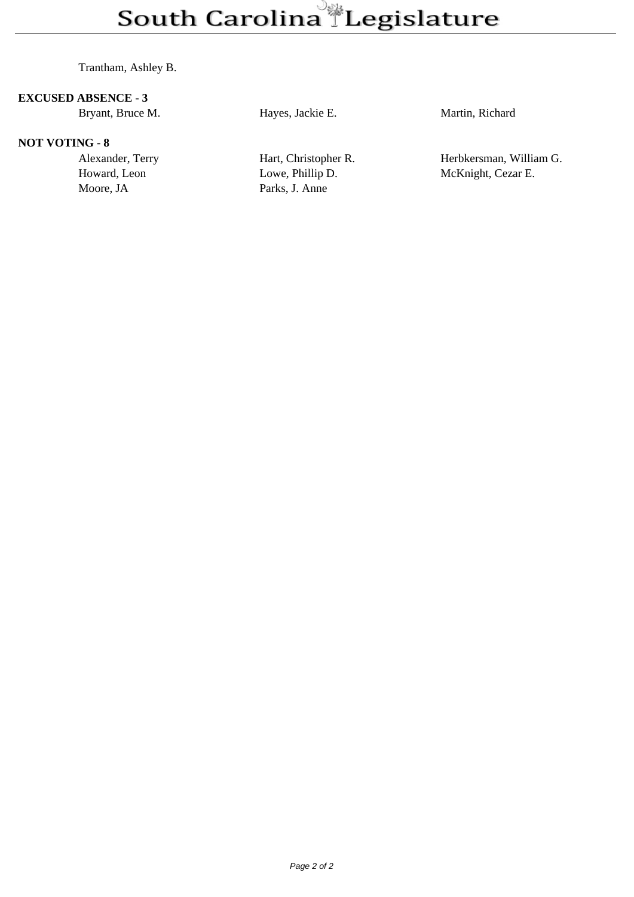Trantham, Ashley B.

**EXCUSED ABSENCE - 3**

| | | |
|---|---|---|
| Bryant, Bruce M. | Hayes, Jackie E. | Martin, Richard |

**NOT VOTING - 8**

| | | |
|---|---|---|
| Alexander, Terry | Hart, Christopher R. | Herbkersman, William G. |
| Howard, Leon | Lowe, Phillip D. | McKnight, Cezar E. |
| Moore, JA | Parks, J. Anne | |